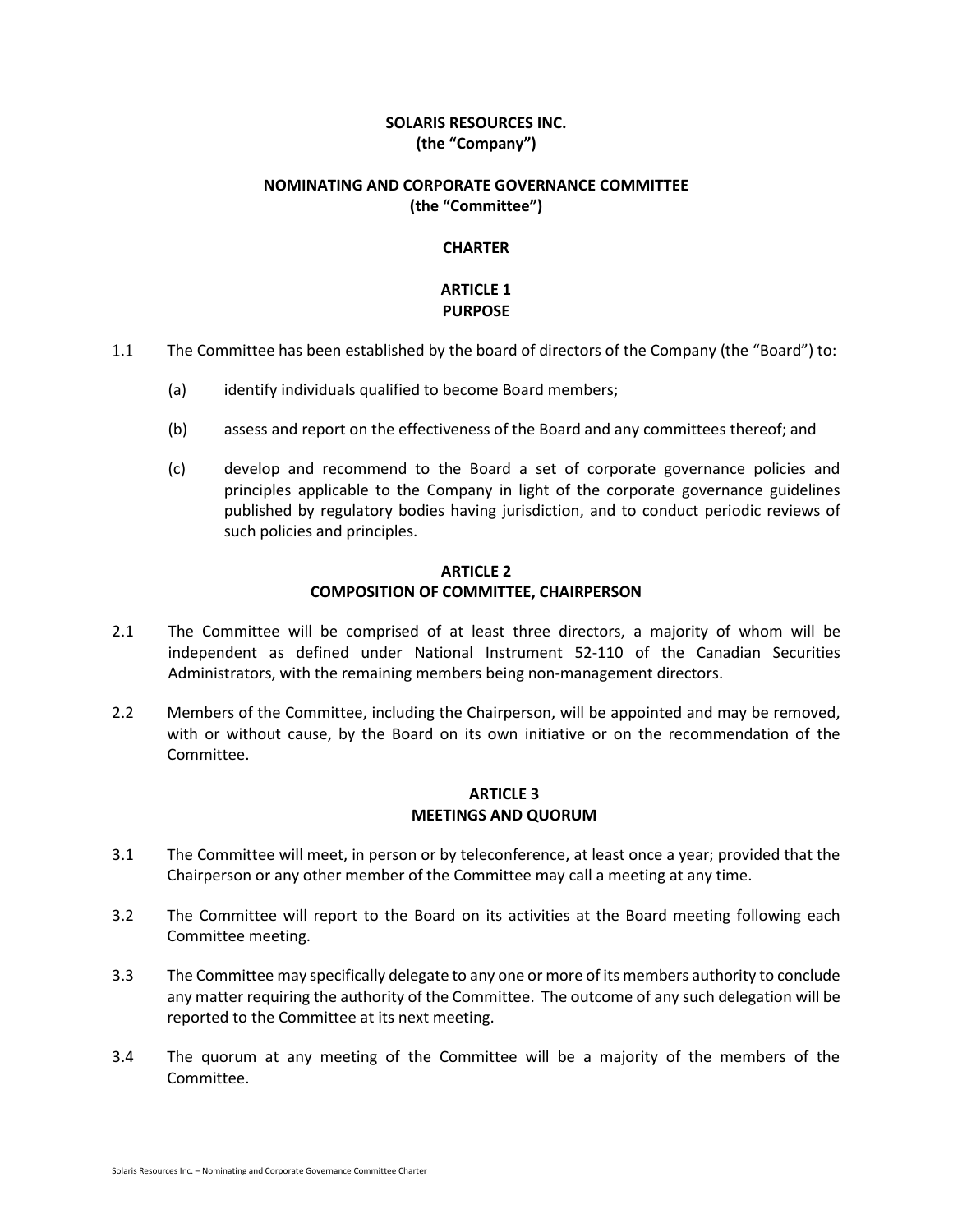**SOLARIS RESOURCES INC.**
**(the "Company")**

**NOMINATING AND CORPORATE GOVERNANCE COMMITTEE**
**(the "Committee")**

**CHARTER**

## ARTICLE 1
## PURPOSE

1.1 The Committee has been established by the board of directors of the Company (the "Board") to:

(a) identify individuals qualified to become Board members;

(b) assess and report on the effectiveness of the Board and any committees thereof; and

(c) develop and recommend to the Board a set of corporate governance policies and principles applicable to the Company in light of the corporate governance guidelines published by regulatory bodies having jurisdiction, and to conduct periodic reviews of such policies and principles.

## ARTICLE 2
## COMPOSITION OF COMMITTEE, CHAIRPERSON

2.1 The Committee will be comprised of at least three directors, a majority of whom will be independent as defined under National Instrument 52-110 of the Canadian Securities Administrators, with the remaining members being non-management directors.

2.2 Members of the Committee, including the Chairperson, will be appointed and may be removed, with or without cause, by the Board on its own initiative or on the recommendation of the Committee.

## ARTICLE 3
## MEETINGS AND QUORUM

3.1 The Committee will meet, in person or by teleconference, at least once a year; provided that the Chairperson or any other member of the Committee may call a meeting at any time.

3.2 The Committee will report to the Board on its activities at the Board meeting following each Committee meeting.

3.3 The Committee may specifically delegate to any one or more of its members authority to conclude any matter requiring the authority of the Committee. The outcome of any such delegation will be reported to the Committee at its next meeting.

3.4 The quorum at any meeting of the Committee will be a majority of the members of the Committee.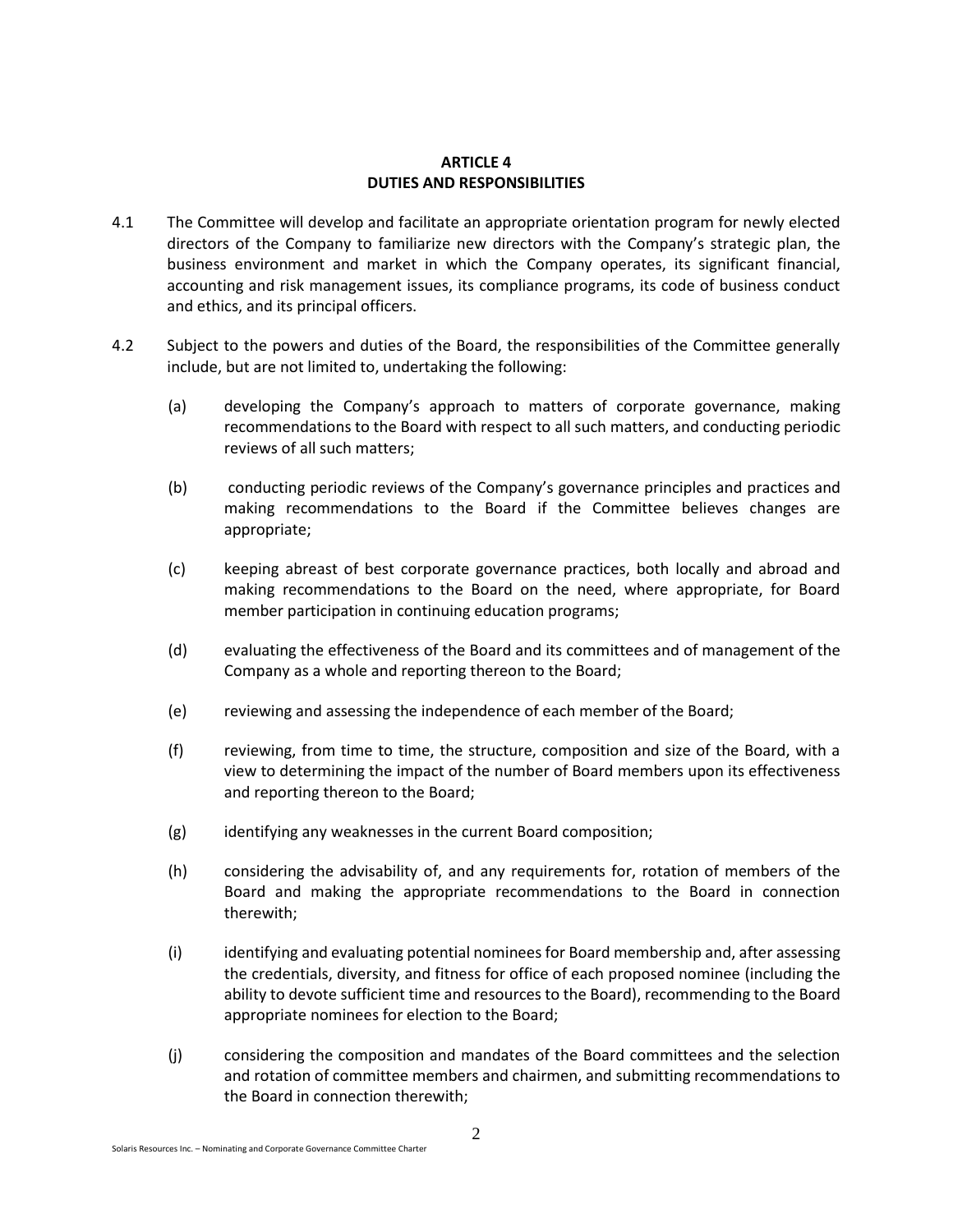## ARTICLE 4
## DUTIES AND RESPONSIBILITIES

4.1 The Committee will develop and facilitate an appropriate orientation program for newly elected directors of the Company to familiarize new directors with the Company's strategic plan, the business environment and market in which the Company operates, its significant financial, accounting and risk management issues, its compliance programs, its code of business conduct and ethics, and its principal officers.

4.2 Subject to the powers and duties of the Board, the responsibilities of the Committee generally include, but are not limited to, undertaking the following:

(a) developing the Company's approach to matters of corporate governance, making recommendations to the Board with respect to all such matters, and conducting periodic reviews of all such matters;

(b) conducting periodic reviews of the Company's governance principles and practices and making recommendations to the Board if the Committee believes changes are appropriate;

(c) keeping abreast of best corporate governance practices, both locally and abroad and making recommendations to the Board on the need, where appropriate, for Board member participation in continuing education programs;

(d) evaluating the effectiveness of the Board and its committees and of management of the Company as a whole and reporting thereon to the Board;

(e) reviewing and assessing the independence of each member of the Board;

(f) reviewing, from time to time, the structure, composition and size of the Board, with a view to determining the impact of the number of Board members upon its effectiveness and reporting thereon to the Board;

(g) identifying any weaknesses in the current Board composition;

(h) considering the advisability of, and any requirements for, rotation of members of the Board and making the appropriate recommendations to the Board in connection therewith;

(i) identifying and evaluating potential nominees for Board membership and, after assessing the credentials, diversity, and fitness for office of each proposed nominee (including the ability to devote sufficient time and resources to the Board), recommending to the Board appropriate nominees for election to the Board;

(j) considering the composition and mandates of the Board committees and the selection and rotation of committee members and chairmen, and submitting recommendations to the Board in connection therewith;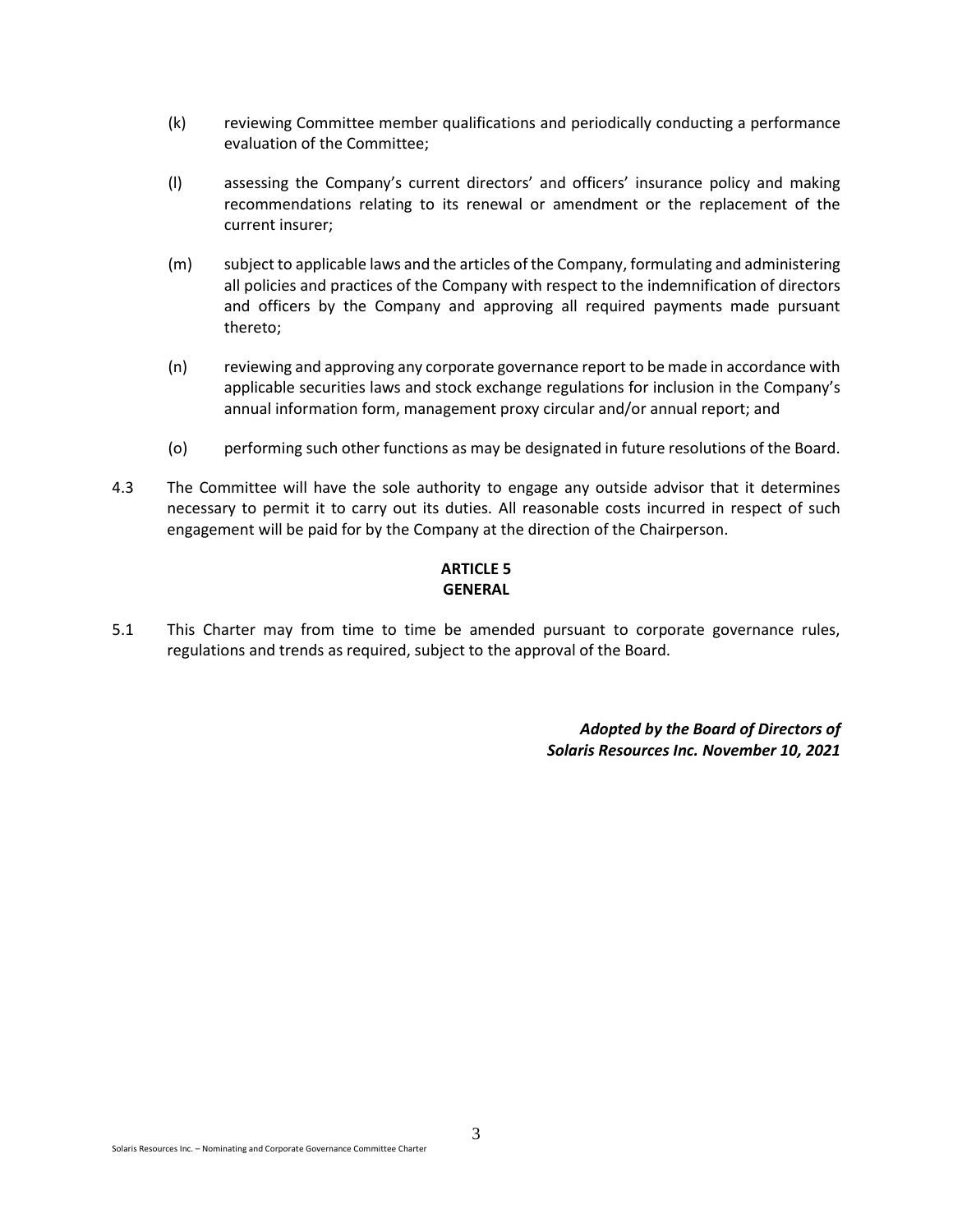(k) reviewing Committee member qualifications and periodically conducting a performance evaluation of the Committee;

(l) assessing the Company's current directors' and officers' insurance policy and making recommendations relating to its renewal or amendment or the replacement of the current insurer;

(m) subject to applicable laws and the articles of the Company, formulating and administering all policies and practices of the Company with respect to the indemnification of directors and officers by the Company and approving all required payments made pursuant thereto;

(n) reviewing and approving any corporate governance report to be made in accordance with applicable securities laws and stock exchange regulations for inclusion in the Company's annual information form, management proxy circular and/or annual report; and

(o) performing such other functions as may be designated in future resolutions of the Board.

4.3 The Committee will have the sole authority to engage any outside advisor that it determines necessary to permit it to carry out its duties. All reasonable costs incurred in respect of such engagement will be paid for by the Company at the direction of the Chairperson.

## ARTICLE 5
## GENERAL

5.1 This Charter may from time to time be amended pursuant to corporate governance rules, regulations and trends as required, subject to the approval of the Board.

***Adopted by the Board of Directors of Solaris Resources Inc. November 10, 2021***